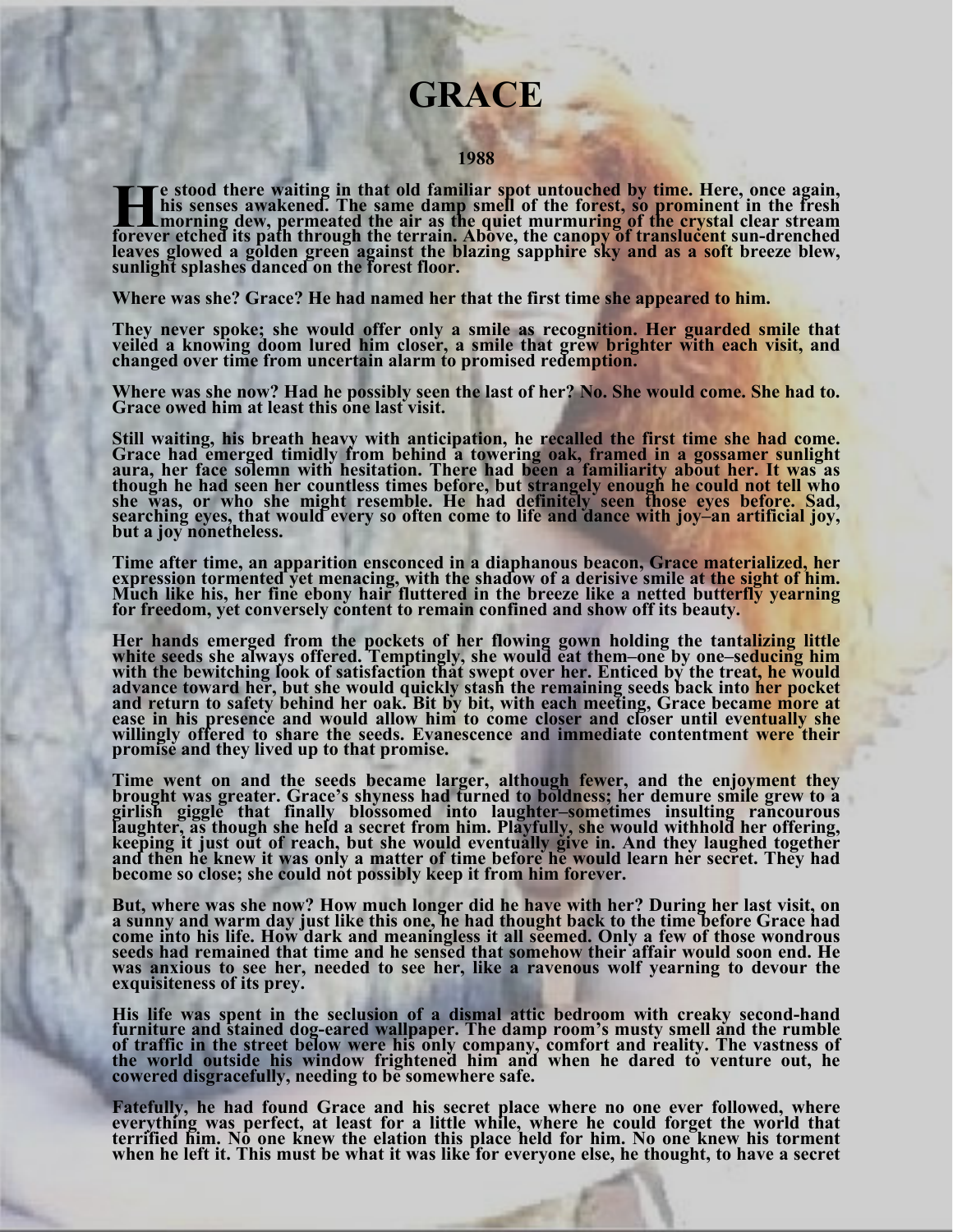# GRACE

**1988**

**He stood there waiting in that old familiar spot untouched by time. Here, once again, his senses awakened. The same damp smell of the forest, so prominent in the fresh morning dew, permeated the air as the quiet murmuring of the crystal clear stream forever etched its path through the terrain. Above, the canopy of translucent sun-drenched leaves glowed a golden green against the blazing sapphire sky and as a soft breeze blew, sunlight splashes danced on the forest floor.**

**Where was she? Grace? He had named her that the first time she appeared to him.**

**They never spoke; she would offer only a smile as recognition. Her guarded smile that veiled a knowing doom lured him closer, a smile that grew brighter with each visit, and changed over time from uncertain alarm to promised redemption.**

**Where was she now? Had he possibly seen the last of her? No. She would come. She had to. Grace owed him at least this one last visit.**

**Still waiting, his breath heavy with anticipation, he recalled the first time she had come. Grace had emerged timidly from behind a towering oak, framed in a gossamer sunlight aura, her face solemn with hesitation. There had been a familiarity about her. It was as though he had seen her countless times before, but strangely enough he could not tell who she was, or who she might resemble. He had definitely seen those eyes before. Sad, searching eyes, that would every so often come to life and dance with joy–an artificial joy, but a joy nonetheless.**

**Time after time, an apparition ensconced in a diaphanous beacon, Grace materialized, her expression tormented yet menacing, with the shadow of a derisive smile at the sight of him. Much like his, her fine ebony hair fluttered in the breeze like a netted butterfly yearning for freedom, yet conversely content to remain confined and show off its beauty.**

**Her hands emerged from the pockets of her flowing gown holding the tantalizing little white seeds she always offered. Temptingly, she would eat them–one by one–seducing him with the bewitching look of satisfaction that swept over her. Enticed by the treat, he would advance toward her, but she would quickly stash the remaining seeds back into her pocket and return to safety behind her oak. Bit by bit, with each meeting, Grace became more at ease in his presence and would allow him to come closer and closer until eventually she willingly offered to share the seeds. Evanescence and immediate contentment were their promise and they lived up to that promise.**

**Time went on and the seeds became larger, although fewer, and the enjoyment they brought was greater. Grace's shyness had turned to boldness; her demure smile grew to a girlish giggle that finally blossomed into laughter–sometimes insulting rancourous laughter, as though she held a secret from him. Playfully, she would withhold her offering, keeping it just out of reach, but she would eventually give in. And they laughed together and then he knew it was only a matter of time before he would learn her secret. They had become so close; she could not possibly keep it from him forever.**

**But, where was she now? How much longer did he have with her? During her last visit, on a sunny and warm day just like this one, he had thought back to the time before Grace had come into his life. How dark and meaningless it all seemed. Only a few of those wondrous seeds had remained that time and he sensed that somehow their affair would soon end. He was anxious to see her, needed to see her, like a ravenous wolf yearning to devour the exquisiteness of its prey.**

**His life was spent in the seclusion of a dismal attic bedroom with creaky second-hand furniture and stained dog-eared wallpaper. The damp room's musty smell and the rumble of traffic in the street below were his only company, comfort and reality. The vastness of the world outside his window frightened him and when he dared to venture out, he cowered disgracefully, needing to be somewhere safe.**

**Fatefully, he had found Grace and his secret place where no one ever followed, where everything was perfect, at least for a little while, where he could forget the world that terrified him. No one knew the elation this place held for him. No one knew his torment when he left it. This must be what it was like for everyone else, he thought, to have a secret**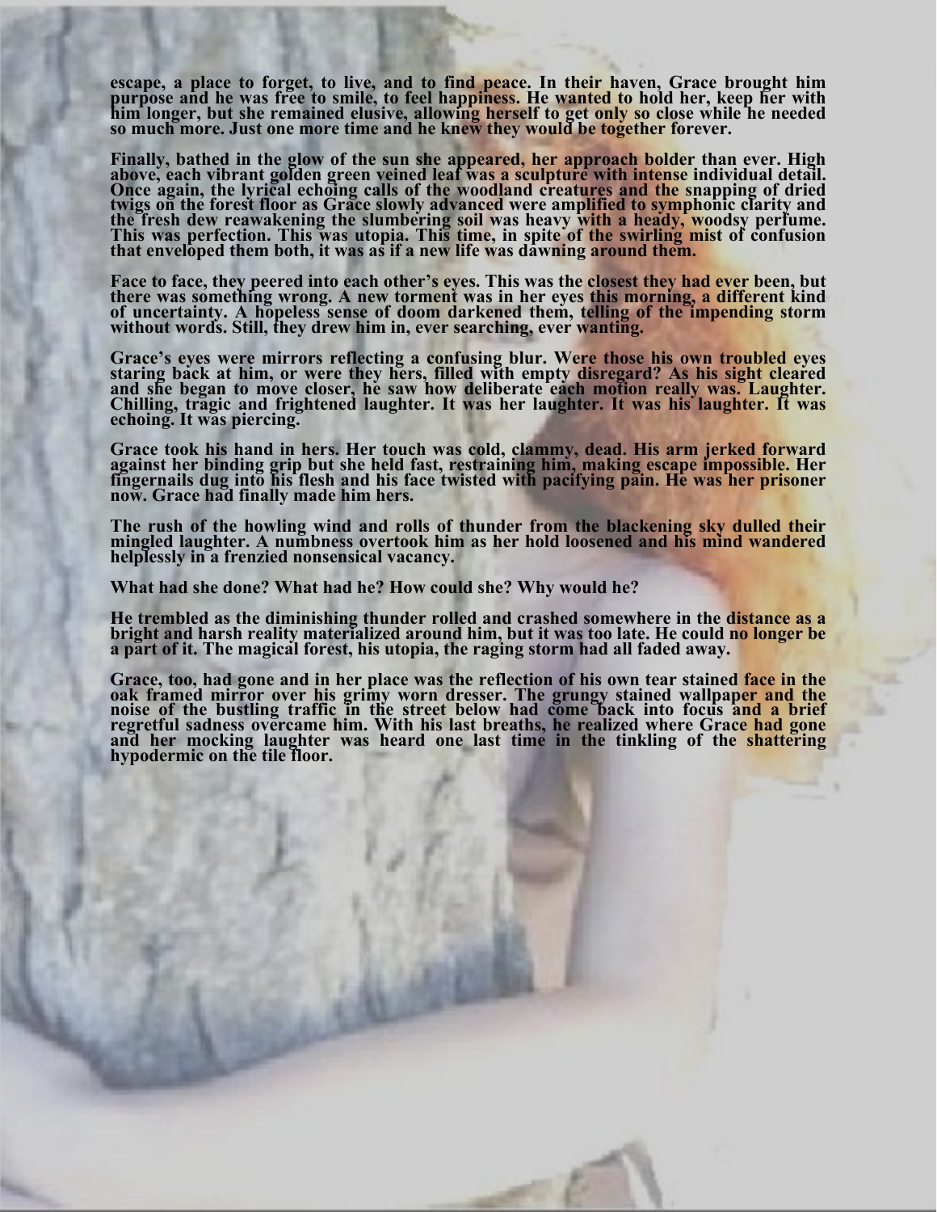escape, a place to forget, to live, and to find peace. In their haven, Grace brought him purpose and he was free to smile, to feel happiness. He wanted to hold her, keep her with him longer, but she remained elusive, allowing herself to get only so close while he needed so much more. Just one more time and he knew they would be together forever.

Finally, bathed in the glow of the sun she appeared, her approach bolder than ever. High above, each vibrant golden green veined leaf was a sculpture with intense individual detail. Once again, the lyrical echoing calls of the woodland creatures and the snapping of dried twigs on the forest floor as Grace slowly advanced were amplified to symphonic clarity and the fresh dew reawakening the slumbering soil was heavy with a heady, woodsy perfume. This was perfection. This was utopia. This time, in spite of the swirling mist of confusion that enveloped them both, it was as if a new life was dawning around them.

Face to face, they peered into each other's eyes. This was the closest they had ever been, but there was something wrong. A new torment was in her eyes this morning, a different kind of uncertainty. A hopeless sense of doom darkened them, telling of the impending storm without words. Still, they drew him in, ever searching, ever wanting.

Grace's eyes were mirrors reflecting a confusing blur. Were those his own troubled eyes staring back at him, or were they hers, filled with empty disregard? As his sight cleared and she began to move closer, he saw how deliberate each motion really was. Laughter. Chilling, tragic and frightened laughter. It was her laughter. It was his laughter. It was echoing. It was piercing.

Grace took his hand in hers. Her touch was cold, clammy, dead. His arm jerked forward against her binding grip but she held fast, restraining him, making escape impossible. Her fingernails dug into his flesh and his face twisted with pacifying pain. He was her prisoner now. Grace had finally made him hers.

The rush of the howling wind and rolls of thunder from the blackening sky dulled their mingled laughter. A numbness overtook him as her hold loosened and his mind wandered helplessly in a frenzied nonsensical vacancy.

What had she done? What had he? How could she? Why would he?

He trembled as the diminishing thunder rolled and crashed somewhere in the distance as a bright and harsh reality materialized around him, but it was too late. He could no longer be a part of it. The magical forest, his utopia, the raging storm had all faded away.

Grace, too, had gone and in her place was the reflection of his own tear stained face in the oak framed mirror over his grimy worn dresser. The grungy stained wallpaper and the noise of the bustling traffic in the street below had come back into focus and a brief regretful sadness overcame him. With his last breaths, he realized where Grace had gone and her mocking laughter was heard one last time in the tinkling of the shattering hypodermic on the tile floor.